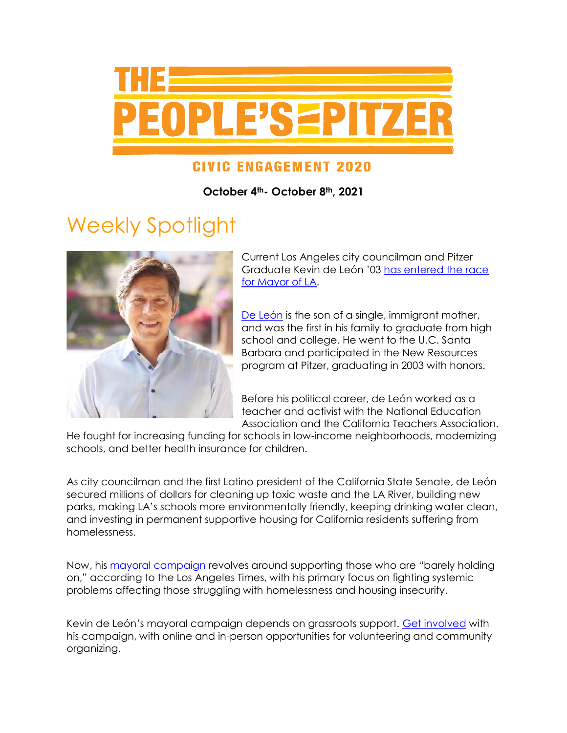# THE PEOPLE'S PITZER

## CIVIC ENGAGEMENT 2020

**October 4th- October 8th, 2021**

## Weekly Spotlight

Current Los Angeles city councilman and Pitzer Graduate Kevin de León '03 has entered the race for Mayor of LA.

De León is the son of a single, immigrant mother, and was the first in his family to graduate from high school and college. He went to the U.C. Santa Barbara and participated in the New Resources program at Pitzer, graduating in 2003 with honors.

Before his political career, de León worked as a teacher and activist with the National Education Association and the California Teachers Association. He fought for increasing funding for schools in low-income neighborhoods, modernizing schools, and better health insurance for children.

As city councilman and the first Latino president of the California State Senate, de León secured millions of dollars for cleaning up toxic waste and the LA River, building new parks, making LA's schools more environmentally friendly, keeping drinking water clean, and investing in permanent supportive housing for California residents suffering from homelessness.

Now, his mayoral campaign revolves around supporting those who are "barely holding on," according to the Los Angeles Times, with his primary focus on fighting systemic problems affecting those struggling with homelessness and housing insecurity.

Kevin de León's mayoral campaign depends on grassroots support. Get involved with his campaign, with online and in-person opportunities for volunteering and community organizing.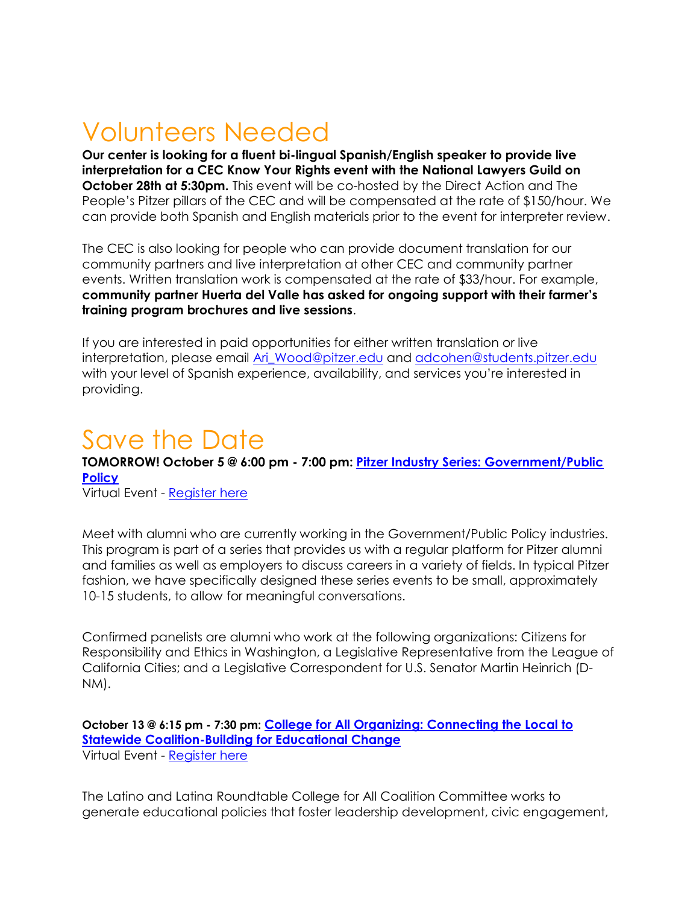# Volunteers Needed

**Our center is looking for a fluent bi-lingual Spanish/English speaker to provide live interpretation for a CEC Know Your Rights event with the National Lawyers Guild on October 28th at 5:30pm.** This event will be co-hosted by the Direct Action and The People's Pitzer pillars of the CEC and will be compensated at the rate of $150/hour. We can provide both Spanish and English materials prior to the event for interpreter review.

The CEC is also looking for people who can provide document translation for our community partners and live interpretation at other CEC and community partner events. Written translation work is compensated at the rate of $33/hour. For example, **community partner Huerta del Valle has asked for ongoing support with their farmer's training program brochures and live sessions**.

If you are interested in paid opportunities for either written translation or live interpretation, please email Ari_Wood@pitzer.edu and adcohen@students.pitzer.edu with your level of Spanish experience, availability, and services you're interested in providing.

# Save the Date

**TOMORROW! October 5 @ 6:00 pm - 7:00 pm: Pitzer Industry Series: Government/Public Policy**
Virtual Event - Register here

Meet with alumni who are currently working in the Government/Public Policy industries. This program is part of a series that provides us with a regular platform for Pitzer alumni and families as well as employers to discuss careers in a variety of fields. In typical Pitzer fashion, we have specifically designed these series events to be small, approximately 10-15 students, to allow for meaningful conversations.

Confirmed panelists are alumni who work at the following organizations: Citizens for Responsibility and Ethics in Washington, a Legislative Representative from the League of California Cities; and a Legislative Correspondent for U.S. Senator Martin Heinrich (D-NM).

**October 13 @ 6:15 pm - 7:30 pm: College for All Organizing: Connecting the Local to Statewide Coalition-Building for Educational Change**
Virtual Event - Register here

The Latino and Latina Roundtable College for All Coalition Committee works to generate educational policies that foster leadership development, civic engagement,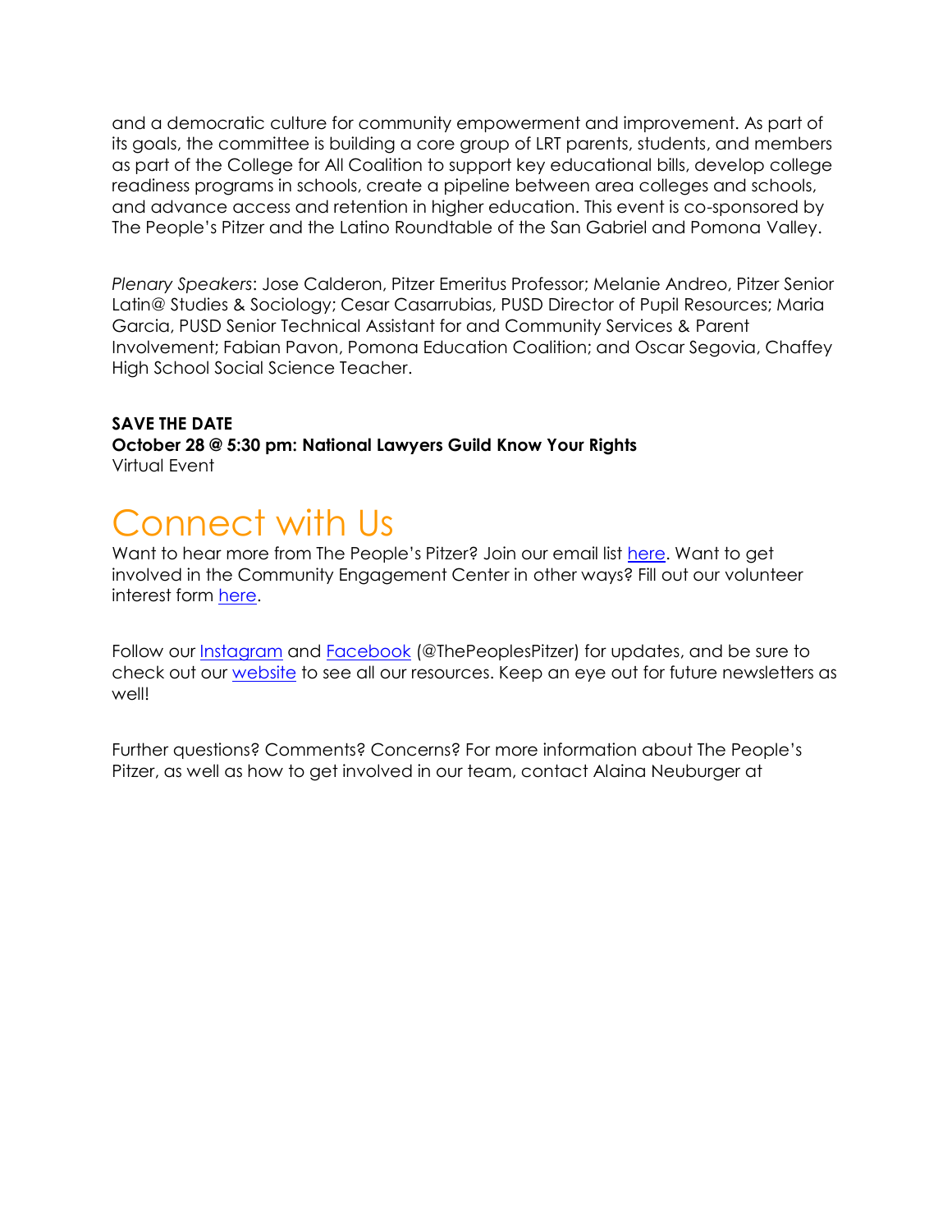and a democratic culture for community empowerment and improvement. As part of its goals, the committee is building a core group of LRT parents, students, and members as part of the College for All Coalition to support key educational bills, develop college readiness programs in schools, create a pipeline between area colleges and schools, and advance access and retention in higher education. This event is co-sponsored by The People's Pitzer and the Latino Roundtable of the San Gabriel and Pomona Valley.

*Plenary Speakers*: Jose Calderon, Pitzer Emeritus Professor; Melanie Andreo, Pitzer Senior Latin@ Studies & Sociology; Cesar Casarrubias, PUSD Director of Pupil Resources; Maria Garcia, PUSD Senior Technical Assistant for and Community Services & Parent Involvement; Fabian Pavon, Pomona Education Coalition; and Oscar Segovia, Chaffey High School Social Science Teacher.

**SAVE THE DATE**
**October 28 @ 5:30 pm: National Lawyers Guild Know Your Rights**
Virtual Event

# Connect with Us

Want to hear more from The People's Pitzer? Join our email list here. Want to get involved in the Community Engagement Center in other ways? Fill out our volunteer interest form here.

Follow our Instagram and Facebook (@ThePeoplesPitzer) for updates, and be sure to check out our website to see all our resources. Keep an eye out for future newsletters as well!

Further questions? Comments? Concerns? For more information about The People's Pitzer, as well as how to get involved in our team, contact Alaina Neuburger at